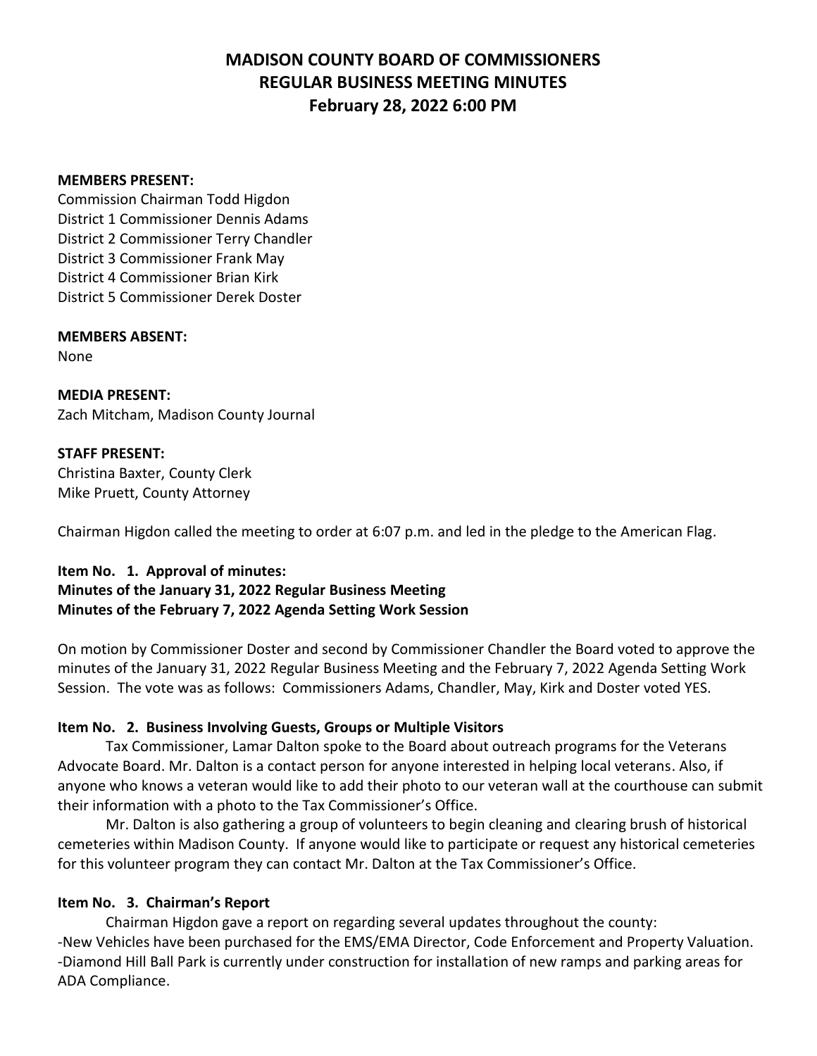# MADISON COUNTY BOARD OF COMMISSIONERS
# REGULAR BUSINESS MEETING MINUTES
# February 28, 2022 6:00 PM

**MEMBERS PRESENT:**
Commission Chairman Todd Higdon
District 1 Commissioner Dennis Adams
District 2 Commissioner Terry Chandler
District 3 Commissioner Frank May
District 4 Commissioner Brian Kirk
District 5 Commissioner Derek Doster

**MEMBERS ABSENT:**
None

**MEDIA PRESENT:**
Zach Mitcham, Madison County Journal

**STAFF PRESENT:**
Christina Baxter, County Clerk
Mike Pruett, County Attorney

Chairman Higdon called the meeting to order at 6:07 p.m. and led in the pledge to the American Flag.

**Item No. 1. Approval of minutes:**
**Minutes of the January 31, 2022 Regular Business Meeting**
**Minutes of the February 7, 2022 Agenda Setting Work Session**

On motion by Commissioner Doster and second by Commissioner Chandler the Board voted to approve the minutes of the January 31, 2022 Regular Business Meeting and the February 7, 2022 Agenda Setting Work Session. The vote was as follows: Commissioners Adams, Chandler, May, Kirk and Doster voted YES.

**Item No. 2. Business Involving Guests, Groups or Multiple Visitors**

Tax Commissioner, Lamar Dalton spoke to the Board about outreach programs for the Veterans Advocate Board. Mr. Dalton is a contact person for anyone interested in helping local veterans. Also, if anyone who knows a veteran would like to add their photo to our veteran wall at the courthouse can submit their information with a photo to the Tax Commissioner's Office.

Mr. Dalton is also gathering a group of volunteers to begin cleaning and clearing brush of historical cemeteries within Madison County. If anyone would like to participate or request any historical cemeteries for this volunteer program they can contact Mr. Dalton at the Tax Commissioner's Office.

**Item No. 3. Chairman's Report**

Chairman Higdon gave a report on regarding several updates throughout the county:
-New Vehicles have been purchased for the EMS/EMA Director, Code Enforcement and Property Valuation.
-Diamond Hill Ball Park is currently under construction for installation of new ramps and parking areas for ADA Compliance.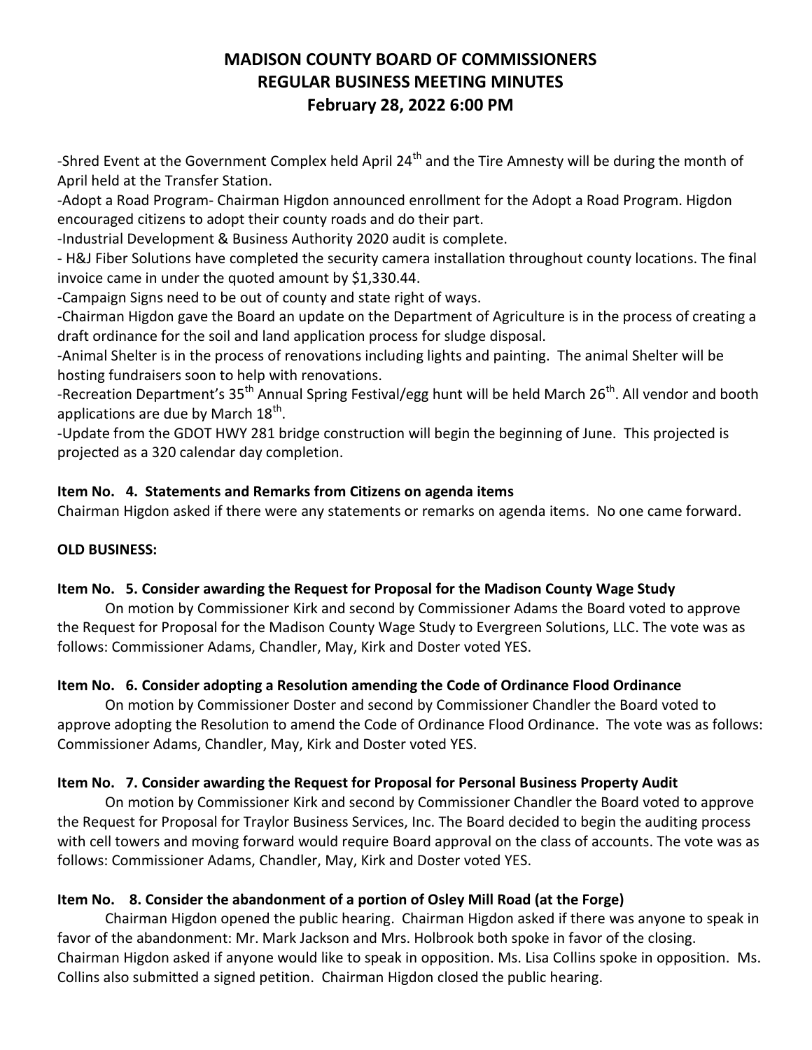# MADISON COUNTY BOARD OF COMMISSIONERS
## REGULAR BUSINESS MEETING MINUTES
## February 28, 2022 6:00 PM

-Shred Event at the Government Complex held April 24th and the Tire Amnesty will be during the month of April held at the Transfer Station.

-Adopt a Road Program- Chairman Higdon announced enrollment for the Adopt a Road Program. Higdon encouraged citizens to adopt their county roads and do their part.

-Industrial Development & Business Authority 2020 audit is complete.

- H&J Fiber Solutions have completed the security camera installation throughout county locations. The final invoice came in under the quoted amount by $1,330.44.

-Campaign Signs need to be out of county and state right of ways.

-Chairman Higdon gave the Board an update on the Department of Agriculture is in the process of creating a draft ordinance for the soil and land application process for sludge disposal.

-Animal Shelter is in the process of renovations including lights and painting. The animal Shelter will be hosting fundraisers soon to help with renovations.

-Recreation Department's 35th Annual Spring Festival/egg hunt will be held March 26th. All vendor and booth applications are due by March 18th.

-Update from the GDOT HWY 281 bridge construction will begin the beginning of June. This projected is projected as a 320 calendar day completion.

**Item No. 4. Statements and Remarks from Citizens on agenda items**

Chairman Higdon asked if there were any statements or remarks on agenda items. No one came forward.

**OLD BUSINESS:**

**Item No. 5. Consider awarding the Request for Proposal for the Madison County Wage Study**

On motion by Commissioner Kirk and second by Commissioner Adams the Board voted to approve the Request for Proposal for the Madison County Wage Study to Evergreen Solutions, LLC. The vote was as follows: Commissioner Adams, Chandler, May, Kirk and Doster voted YES.

**Item No. 6. Consider adopting a Resolution amending the Code of Ordinance Flood Ordinance**

On motion by Commissioner Doster and second by Commissioner Chandler the Board voted to approve adopting the Resolution to amend the Code of Ordinance Flood Ordinance. The vote was as follows: Commissioner Adams, Chandler, May, Kirk and Doster voted YES.

**Item No. 7. Consider awarding the Request for Proposal for Personal Business Property Audit**

On motion by Commissioner Kirk and second by Commissioner Chandler the Board voted to approve the Request for Proposal for Traylor Business Services, Inc. The Board decided to begin the auditing process with cell towers and moving forward would require Board approval on the class of accounts. The vote was as follows: Commissioner Adams, Chandler, May, Kirk and Doster voted YES.

**Item No. 8. Consider the abandonment of a portion of Osley Mill Road (at the Forge)**

Chairman Higdon opened the public hearing. Chairman Higdon asked if there was anyone to speak in favor of the abandonment: Mr. Mark Jackson and Mrs. Holbrook both spoke in favor of the closing. Chairman Higdon asked if anyone would like to speak in opposition. Ms. Lisa Collins spoke in opposition. Ms. Collins also submitted a signed petition. Chairman Higdon closed the public hearing.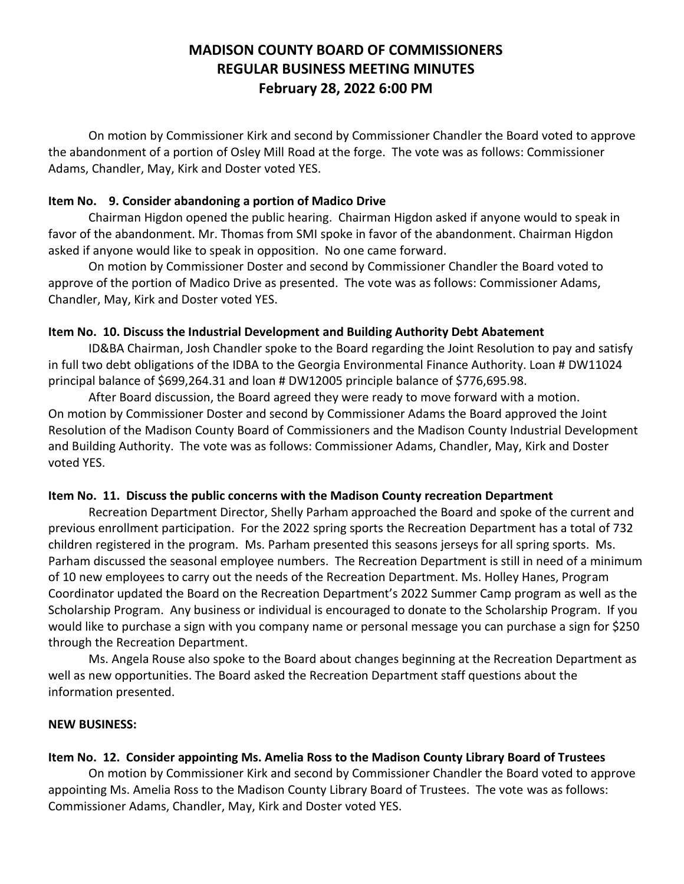# MADISON COUNTY BOARD OF COMMISSIONERS
## REGULAR BUSINESS MEETING MINUTES
### February 28, 2022 6:00 PM

On motion by Commissioner Kirk and second by Commissioner Chandler the Board voted to approve the abandonment of a portion of Osley Mill Road at the forge. The vote was as follows: Commissioner Adams, Chandler, May, Kirk and Doster voted YES.

**Item No. 9. Consider abandoning a portion of Madico Drive**

Chairman Higdon opened the public hearing. Chairman Higdon asked if anyone would to speak in favor of the abandonment. Mr. Thomas from SMI spoke in favor of the abandonment. Chairman Higdon asked if anyone would like to speak in opposition. No one came forward.

On motion by Commissioner Doster and second by Commissioner Chandler the Board voted to approve of the portion of Madico Drive as presented. The vote was as follows: Commissioner Adams, Chandler, May, Kirk and Doster voted YES.

**Item No. 10. Discuss the Industrial Development and Building Authority Debt Abatement**

ID&BA Chairman, Josh Chandler spoke to the Board regarding the Joint Resolution to pay and satisfy in full two debt obligations of the IDBA to the Georgia Environmental Finance Authority. Loan # DW11024 principal balance of $699,264.31 and loan # DW12005 principle balance of $776,695.98.

After Board discussion, the Board agreed they were ready to move forward with a motion. On motion by Commissioner Doster and second by Commissioner Adams the Board approved the Joint Resolution of the Madison County Board of Commissioners and the Madison County Industrial Development and Building Authority. The vote was as follows: Commissioner Adams, Chandler, May, Kirk and Doster voted YES.

**Item No. 11. Discuss the public concerns with the Madison County recreation Department**

Recreation Department Director, Shelly Parham approached the Board and spoke of the current and previous enrollment participation. For the 2022 spring sports the Recreation Department has a total of 732 children registered in the program. Ms. Parham presented this seasons jerseys for all spring sports. Ms. Parham discussed the seasonal employee numbers. The Recreation Department is still in need of a minimum of 10 new employees to carry out the needs of the Recreation Department. Ms. Holley Hanes, Program Coordinator updated the Board on the Recreation Department's 2022 Summer Camp program as well as the Scholarship Program. Any business or individual is encouraged to donate to the Scholarship Program. If you would like to purchase a sign with you company name or personal message you can purchase a sign for $250 through the Recreation Department.

Ms. Angela Rouse also spoke to the Board about changes beginning at the Recreation Department as well as new opportunities. The Board asked the Recreation Department staff questions about the information presented.

**NEW BUSINESS:**

**Item No. 12. Consider appointing Ms. Amelia Ross to the Madison County Library Board of Trustees**

On motion by Commissioner Kirk and second by Commissioner Chandler the Board voted to approve appointing Ms. Amelia Ross to the Madison County Library Board of Trustees. The vote was as follows: Commissioner Adams, Chandler, May, Kirk and Doster voted YES.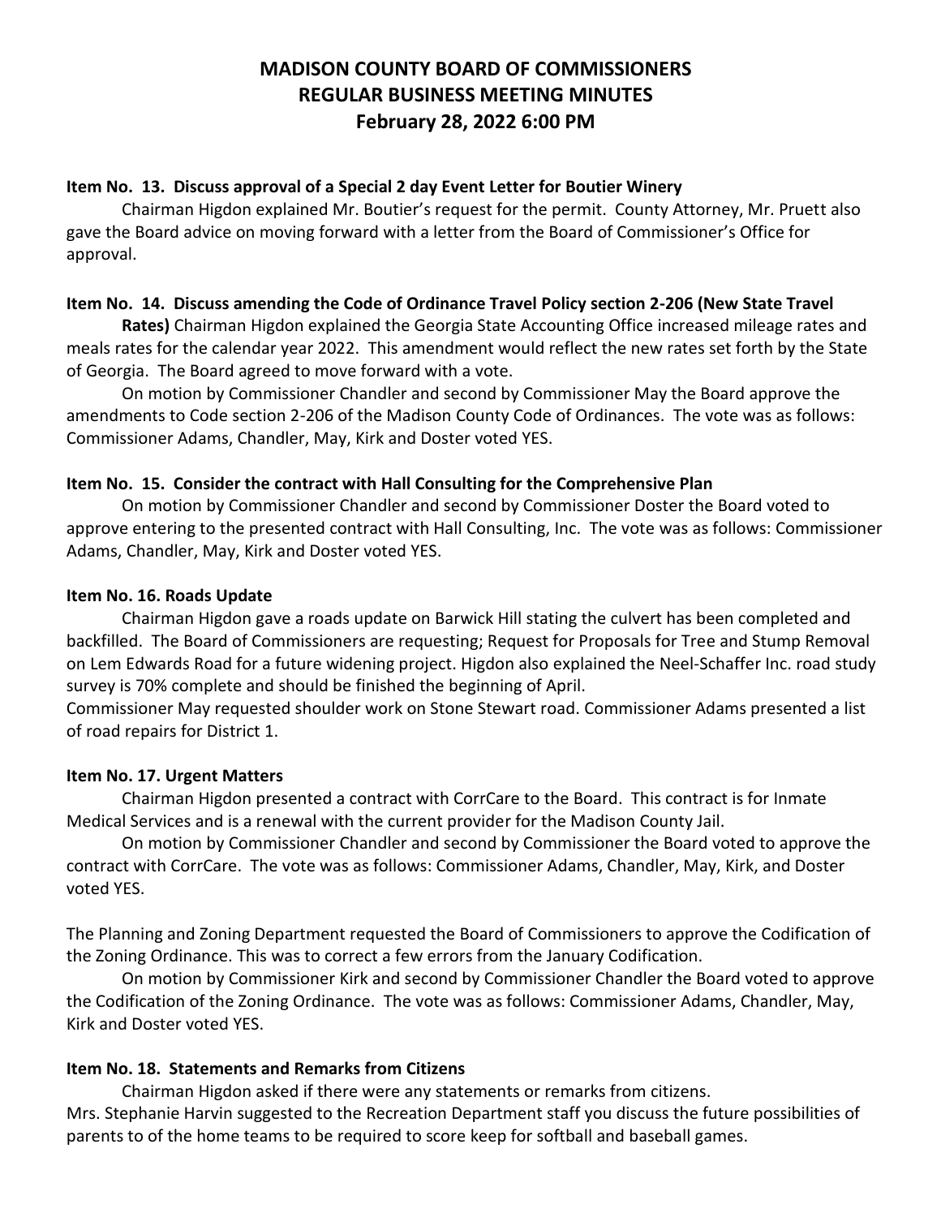# MADISON COUNTY BOARD OF COMMISSIONERS
# REGULAR BUSINESS MEETING MINUTES
# February 28, 2022 6:00 PM

**Item No. 13. Discuss approval of a Special 2 day Event Letter for Boutier Winery**

Chairman Higdon explained Mr. Boutier's request for the permit. County Attorney, Mr. Pruett also gave the Board advice on moving forward with a letter from the Board of Commissioner's Office for approval.

**Item No. 14. Discuss amending the Code of Ordinance Travel Policy section 2-206 (New State Travel Rates)** Chairman Higdon explained the Georgia State Accounting Office increased mileage rates and meals rates for the calendar year 2022. This amendment would reflect the new rates set forth by the State of Georgia. The Board agreed to move forward with a vote.

On motion by Commissioner Chandler and second by Commissioner May the Board approve the amendments to Code section 2-206 of the Madison County Code of Ordinances. The vote was as follows: Commissioner Adams, Chandler, May, Kirk and Doster voted YES.

**Item No. 15. Consider the contract with Hall Consulting for the Comprehensive Plan**

On motion by Commissioner Chandler and second by Commissioner Doster the Board voted to approve entering to the presented contract with Hall Consulting, Inc. The vote was as follows: Commissioner Adams, Chandler, May, Kirk and Doster voted YES.

**Item No. 16. Roads Update**

Chairman Higdon gave a roads update on Barwick Hill stating the culvert has been completed and backfilled. The Board of Commissioners are requesting; Request for Proposals for Tree and Stump Removal on Lem Edwards Road for a future widening project. Higdon also explained the Neel-Schaffer Inc. road study survey is 70% complete and should be finished the beginning of April.

Commissioner May requested shoulder work on Stone Stewart road. Commissioner Adams presented a list of road repairs for District 1.

**Item No. 17. Urgent Matters**

Chairman Higdon presented a contract with CorrCare to the Board. This contract is for Inmate Medical Services and is a renewal with the current provider for the Madison County Jail.

On motion by Commissioner Chandler and second by Commissioner the Board voted to approve the contract with CorrCare. The vote was as follows: Commissioner Adams, Chandler, May, Kirk, and Doster voted YES.

The Planning and Zoning Department requested the Board of Commissioners to approve the Codification of the Zoning Ordinance. This was to correct a few errors from the January Codification.

On motion by Commissioner Kirk and second by Commissioner Chandler the Board voted to approve the Codification of the Zoning Ordinance. The vote was as follows: Commissioner Adams, Chandler, May, Kirk and Doster voted YES.

**Item No. 18. Statements and Remarks from Citizens**

Chairman Higdon asked if there were any statements or remarks from citizens.

Mrs. Stephanie Harvin suggested to the Recreation Department staff you discuss the future possibilities of parents to of the home teams to be required to score keep for softball and baseball games.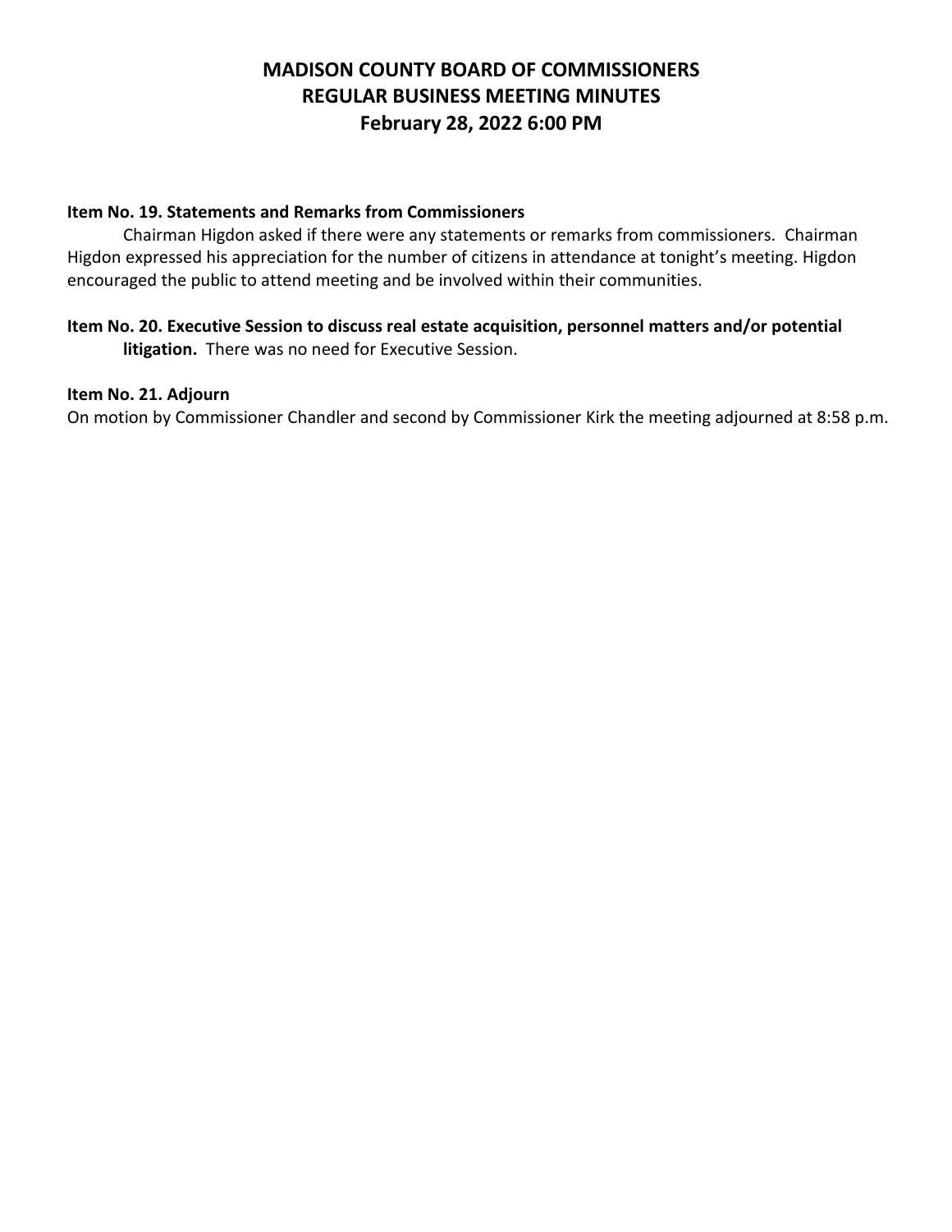# MADISON COUNTY BOARD OF COMMISSIONERS
## REGULAR BUSINESS MEETING MINUTES
## February 28, 2022 6:00 PM

**Item No. 19. Statements and Remarks from Commissioners**

Chairman Higdon asked if there were any statements or remarks from commissioners. Chairman Higdon expressed his appreciation for the number of citizens in attendance at tonight's meeting. Higdon encouraged the public to attend meeting and be involved within their communities.

**Item No. 20. Executive Session to discuss real estate acquisition, personnel matters and/or potential litigation.** There was no need for Executive Session.

**Item No. 21. Adjourn**

On motion by Commissioner Chandler and second by Commissioner Kirk the meeting adjourned at 8:58 p.m.